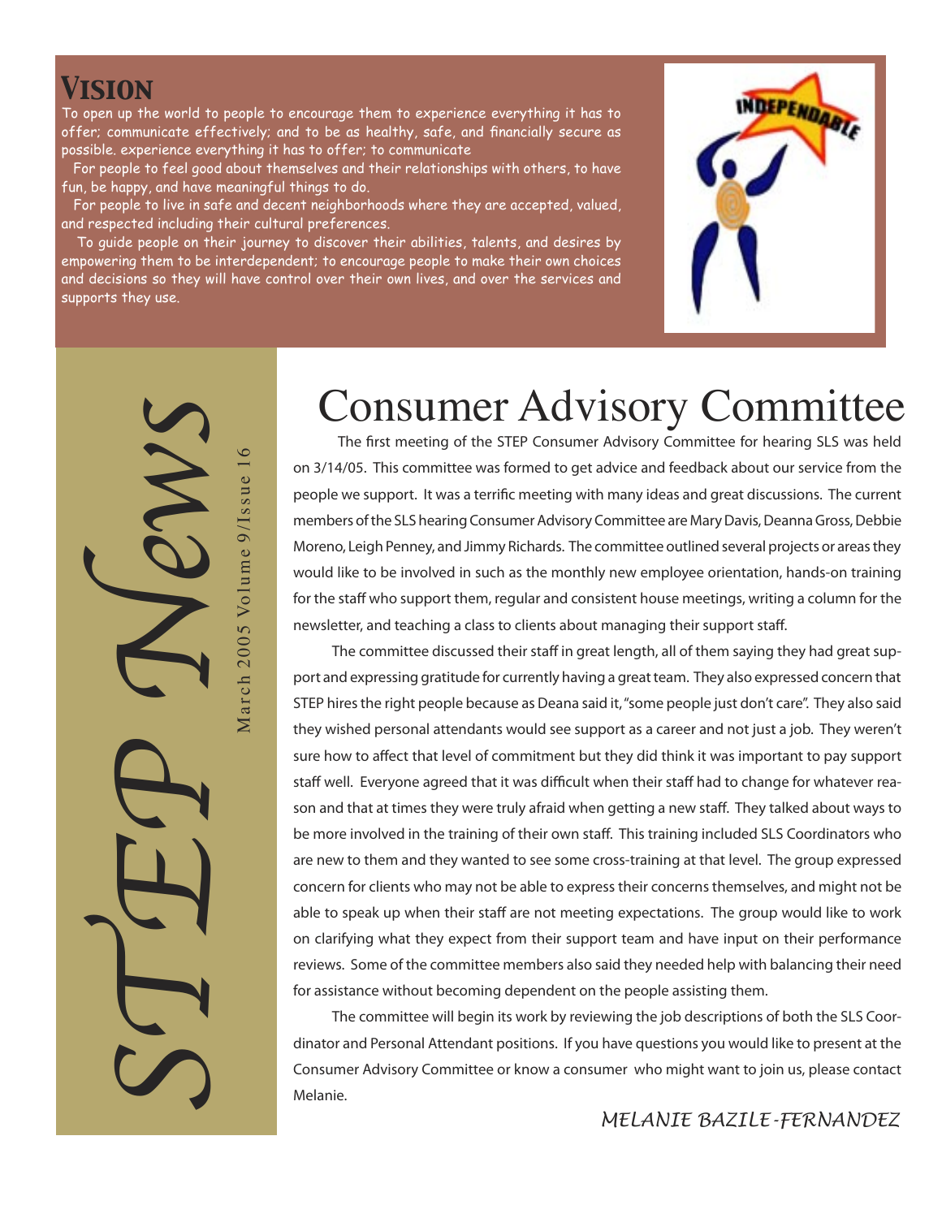## Vision

To open up the world to people to encourage them to experience everything it has to offer; communicate effectively; and to be as healthy, safe, and financially secure as possible. experience everything it has to offer; to communicate

For people to feel good about themselves and their relationships with others, to have fun, be happy, and have meaningful things to do.

For people to live in safe and decent neighborhoods where they are accepted, valued, and respected including their cultural preferences.

To guide people on their journey to discover their abilities, talents, and desires by empowering them to be interdependent; to encourage people to make their own choices and decisions so they will have control over their own lives, and over the services and supports they use.

INDEPENDABLE

# STEP News

March 2005 Volume 9/Issue 16

# Consumer Advisory Committee

The first meeting of the STEP Consumer Advisory Committee for hearing SLS was held on 3/14/05. This committee was formed to get advice and feedback about our service from the people we support. It was a terrific meeting with many ideas and great discussions. The current members of the SLS hearing Consumer Advisory Committee are Mary Davis, Deanna Gross, Debbie Moreno, Leigh Penney, and Jimmy Richards. The committee outlined several projects or areas they would like to be involved in such as the monthly new employee orientation, hands-on training for the staff who support them, regular and consistent house meetings, writing a column for the newsletter, and teaching a class to clients about managing their support staff.

The committee discussed their staff in great length, all of them saying they had great support and expressing gratitude for currently having a great team. They also expressed concern that STEP hires the right people because as Deana said it, "some people just don't care". They also said they wished personal attendants would see support as a career and not just a job. They weren't sure how to affect that level of commitment but they did think it was important to pay support staff well. Everyone agreed that it was difficult when their staff had to change for whatever reason and that at times they were truly afraid when getting a new staff. They talked about ways to be more involved in the training of their own staff. This training included SLS Coordinators who are new to them and they wanted to see some cross-training at that level. The group expressed concern for clients who may not be able to express their concerns themselves, and might not be able to speak up when their staff are not meeting expectations. The group would like to work on clarifying what they expect from their support team and have input on their performance reviews. Some of the committee members also said they needed help with balancing their need for assistance without becoming dependent on the people assisting them.

The committee will begin its work by reviewing the job descriptions of both the SLS Coordinator and Personal Attendant positions. If you have questions you would like to present at the Consumer Advisory Committee or know a consumer who might want to join us, please contact Melanie.

*Melanie Bazile-Fernandez*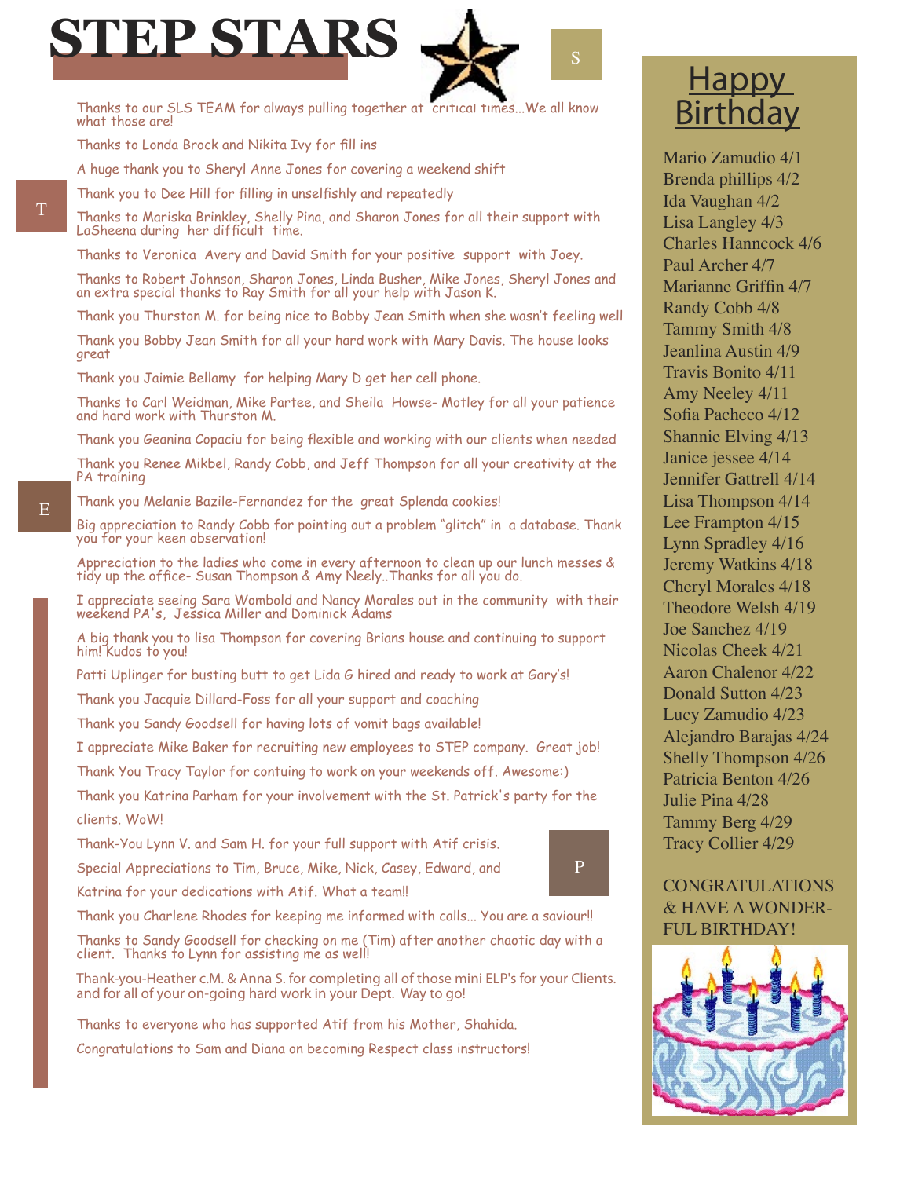# STEP STARS

Thanks to our SLS TEAM for always pulling together at critical times...We all know what those are!

Thanks to Londa Brock and Nikita Ivy for fill ins

A huge thank you to Sheryl Anne Jones for covering a weekend shift

Thank you to Dee Hill for filling in unselfishly and repeatedly

Thanks to Mariska Brinkley, Shelly Pina, and Sharon Jones for all their support with LaSheena during her difficult time.

Thanks to Veronica Avery and David Smith for your positive support with Joey.

Thanks to Robert Johnson, Sharon Jones, Linda Busher, Mike Jones, Sheryl Jones and an extra special thanks to Ray Smith for all your help with Jason K.

Thank you Thurston M. for being nice to Bobby Jean Smith when she wasn't feeling well

Thank you Bobby Jean Smith for all your hard work with Mary Davis. The house looks great

Thank you Jaimie Bellamy for helping Mary D get her cell phone.

Thanks to Carl Weidman, Mike Partee, and Sheila Howse- Motley for all your patience and hard work with Thurston M.

Thank you Geanina Copaciu for being flexible and working with our clients when needed

Thank you Renee Mikbel, Randy Cobb, and Jeff Thompson for all your creativity at the PA training

Thank you Melanie Bazile-Fernandez for the great Splenda cookies!

Big appreciation to Randy Cobb for pointing out a problem "glitch" in a database. Thank you for your keen observation!

Appreciation to the ladies who come in every afternoon to clean up our lunch messes & tidy up the office- Susan Thompson & Amy Neely..Thanks for all you do.

I appreciate seeing Sara Wombold and Nancy Morales out in the community with their weekend PA's, Jessica Miller and Dominick Adams

A big thank you to lisa Thompson for covering Brians house and continuing to support him! Kudos to you!

Patti Uplinger for busting butt to get Lida G hired and ready to work at Gary's!

Thank you Jacquie Dillard-Foss for all your support and coaching

Thank you Sandy Goodsell for having lots of vomit bags available!

I appreciate Mike Baker for recruiting new employees to STEP company. Great job!

Thank You Tracy Taylor for contuing to work on your weekends off. Awesome:)

Thank you Katrina Parham for your involvement with the St. Patrick's party for the clients. WoW!

Thank-You Lynn V. and Sam H. for your full support with Atif crisis.

Special Appreciations to Tim, Bruce, Mike, Nick, Casey, Edward, and Katrina for your dedications with Atif. What a team!!

Thank you Charlene Rhodes for keeping me informed with calls... You are a saviour!!

Thanks to Sandy Goodsell for checking on me (Tim) after another chaotic day with a client. Thanks to Lynn for assisting me as well!

Thank-you-Heather c.M. & Anna S. for completing all of those mini ELP's for your Clients. and for all of your on-going hard work in your Dept. Way to go!

Thanks to everyone who has supported Atif from his Mother, Shahida.

Congratulations to Sam and Diana on becoming Respect class instructors!

## Happy Birthday

Mario Zamudio 4/1
Brenda phillips 4/2
Ida Vaughan 4/2
Lisa Langley 4/3
Charles Hanncock 4/6
Paul Archer 4/7
Marianne Griffin 4/7
Randy Cobb 4/8
Tammy Smith 4/8
Jeanlina Austin 4/9
Travis Bonito 4/11
Amy Neeley 4/11
Sofia Pacheco 4/12
Shannie Elving 4/13
Janice jessee 4/14
Jennifer Gattrell 4/14
Lisa Thompson 4/14
Lee Frampton 4/15
Lynn Spradley 4/16
Jeremy Watkins 4/18
Cheryl Morales 4/18
Theodore Welsh 4/19
Joe Sanchez 4/19
Nicolas Cheek 4/21
Aaron Chalenor 4/22
Donald Sutton 4/23
Lucy Zamudio 4/23
Alejandro Barajas 4/24
Shelly Thompson 4/26
Patricia Benton 4/26
Julie Pina 4/28
Tammy Berg 4/29
Tracy Collier 4/29

CONGRATULATIONS & HAVE A WONDERFUL BIRTHDAY!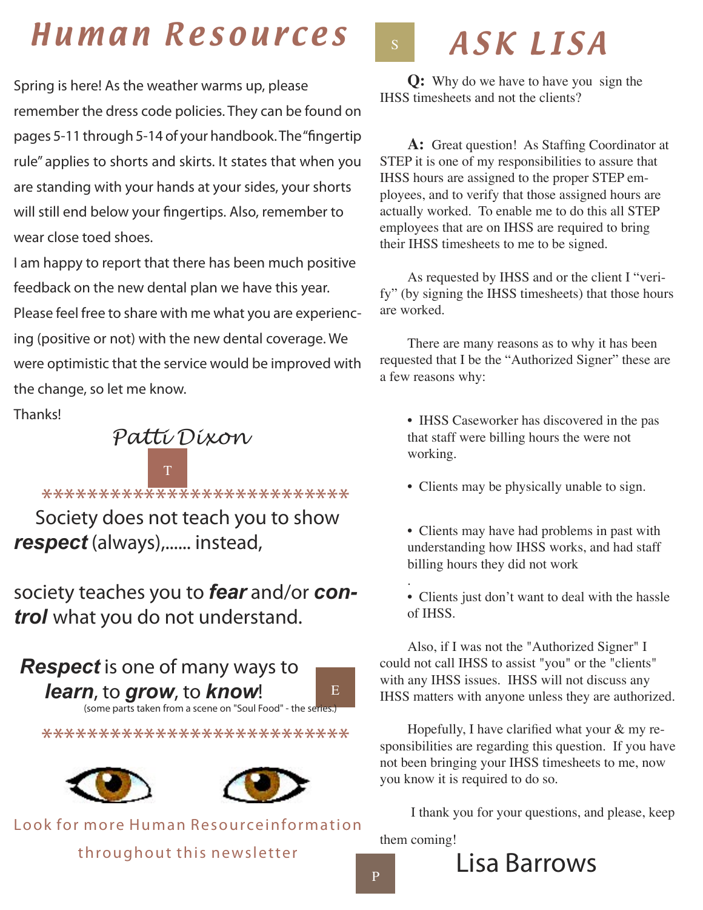# Human Resources

Spring is here! As the weather warms up, please remember the dress code policies. They can be found on pages 5-11 through 5-14 of your handbook. The "fingertip rule" applies to shorts and skirts. It states that when you are standing with your hands at your sides, your shorts will still end below your fingertips. Also, remember to wear close toed shoes.

I am happy to report that there has been much positive feedback on the new dental plan we have this year. Please feel free to share with me what you are experiencing (positive or not) with the new dental coverage. We were optimistic that the service would be improved with the change, so let me know.

Thanks!

*Patti Dixon*

*****************************

Society does not teach you to show ***respect*** (always),...... instead,

society teaches you to ***fear*** and/or ***control*** what you do not understand.

***Respect*** is one of many ways to ***learn***, to ***grow***, to ***know***!

(some parts taken from a scene on "Soul Food" - the series.)

*****************************

Look for more Human Resourceinformation throughout this newsletter

# ASK LISA

**Q:** Why do we have to have you sign the IHSS timesheets and not the clients?

**A:** Great question! As Staffing Coordinator at STEP it is one of my responsibilities to assure that IHSS hours are assigned to the proper STEP employees, and to verify that those assigned hours are actually worked. To enable me to do this all STEP employees that are on IHSS are required to bring their IHSS timesheets to me to be signed.

As requested by IHSS and or the client I "verify" (by signing the IHSS timesheets) that those hours are worked.

There are many reasons as to why it has been requested that I be the "Authorized Signer" these are a few reasons why:

- IHSS Caseworker has discovered in the pas that staff were billing hours the were not working.
- Clients may be physically unable to sign.
- Clients may have had problems in past with understanding how IHSS works, and had staff billing hours they did not work
- Clients just don't want to deal with the hassle of IHSS.

Also, if I was not the "Authorized Signer" I could not call IHSS to assist "you" or the "clients" with any IHSS issues. IHSS will not discuss any IHSS matters with anyone unless they are authorized.

Hopefully, I have clarified what your & my responsibilities are regarding this question. If you have not been bringing your IHSS timesheets to me, now you know it is required to do so.

I thank you for your questions, and please, keep them coming!

Lisa Barrows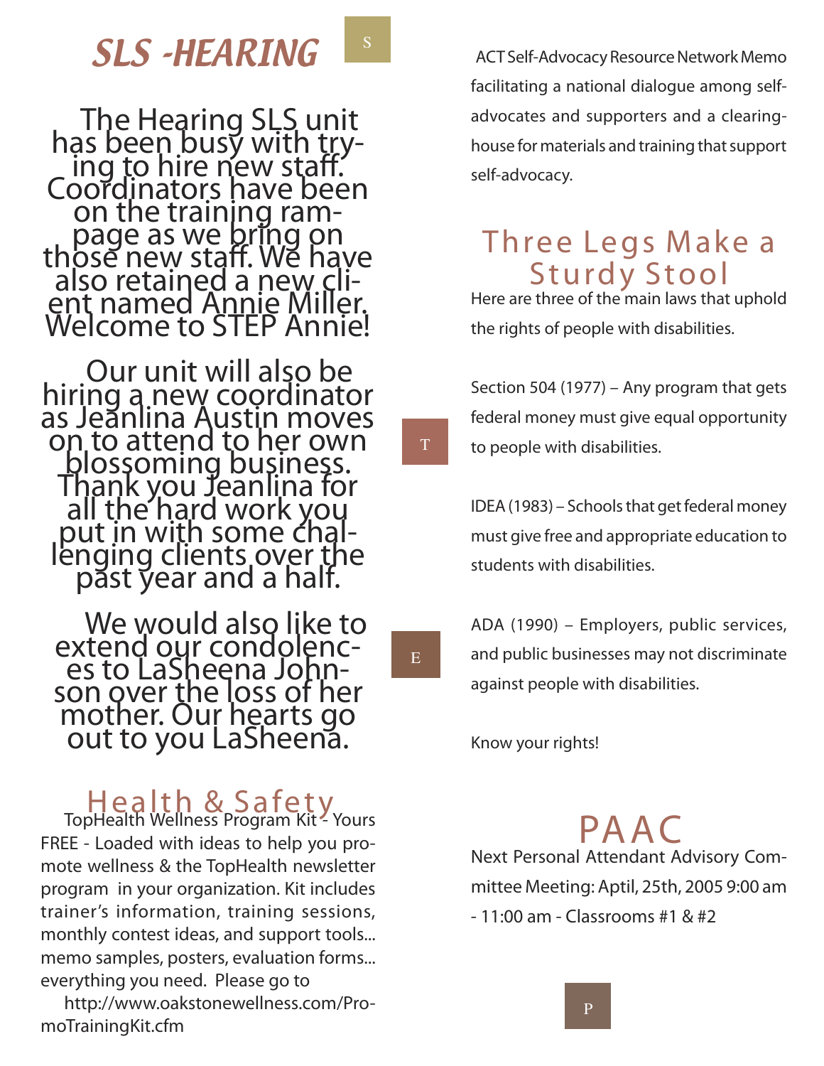# SLS -HEARING

The Hearing SLS unit has been busy with trying to hire new staff. Coordinators have been on the training rampage as we bring on those new staff. We have also retained a new client named Annie Miller. Welcome to STEP Annie!

Our unit will also be hiring a new coordinator as Jeanlina Austin moves on to attend to her own blossoming business. Thank you Jeanlina for all the hard work you put in with some challenging clients over the past year and a half.

We would also like to extend our condolences to LaSheena Johnson over the loss of her mother. Our hearts go out to you LaSheena.

## Health & Safety

TopHealth Wellness Program Kit - Yours FREE - Loaded with ideas to help you promote wellness & the TopHealth newsletter program in your organization. Kit includes trainer's information, training sessions, monthly contest ideas, and support tools... memo samples, posters, evaluation forms... everything you need. Please go to

http://www.oakstonewellness.com/PromoTrainingKit.cfm

ACT Self-Advocacy Resource Network Memo facilitating a national dialogue among self-advocates and supporters and a clearinghouse for materials and training that support self-advocacy.

## Three Legs Make a Sturdy Stool

Here are three of the main laws that uphold the rights of people with disabilities.

Section 504 (1977) – Any program that gets federal money must give equal opportunity to people with disabilities.

IDEA (1983) – Schools that get federal money must give free and appropriate education to students with disabilities.

ADA (1990) – Employers, public services, and public businesses may not discriminate against people with disabilities.

Know your rights!

## PAAC

Next Personal Attendant Advisory Committee Meeting: Aptil, 25th, 2005 9:00 am - 11:00 am - Classrooms #1 & #2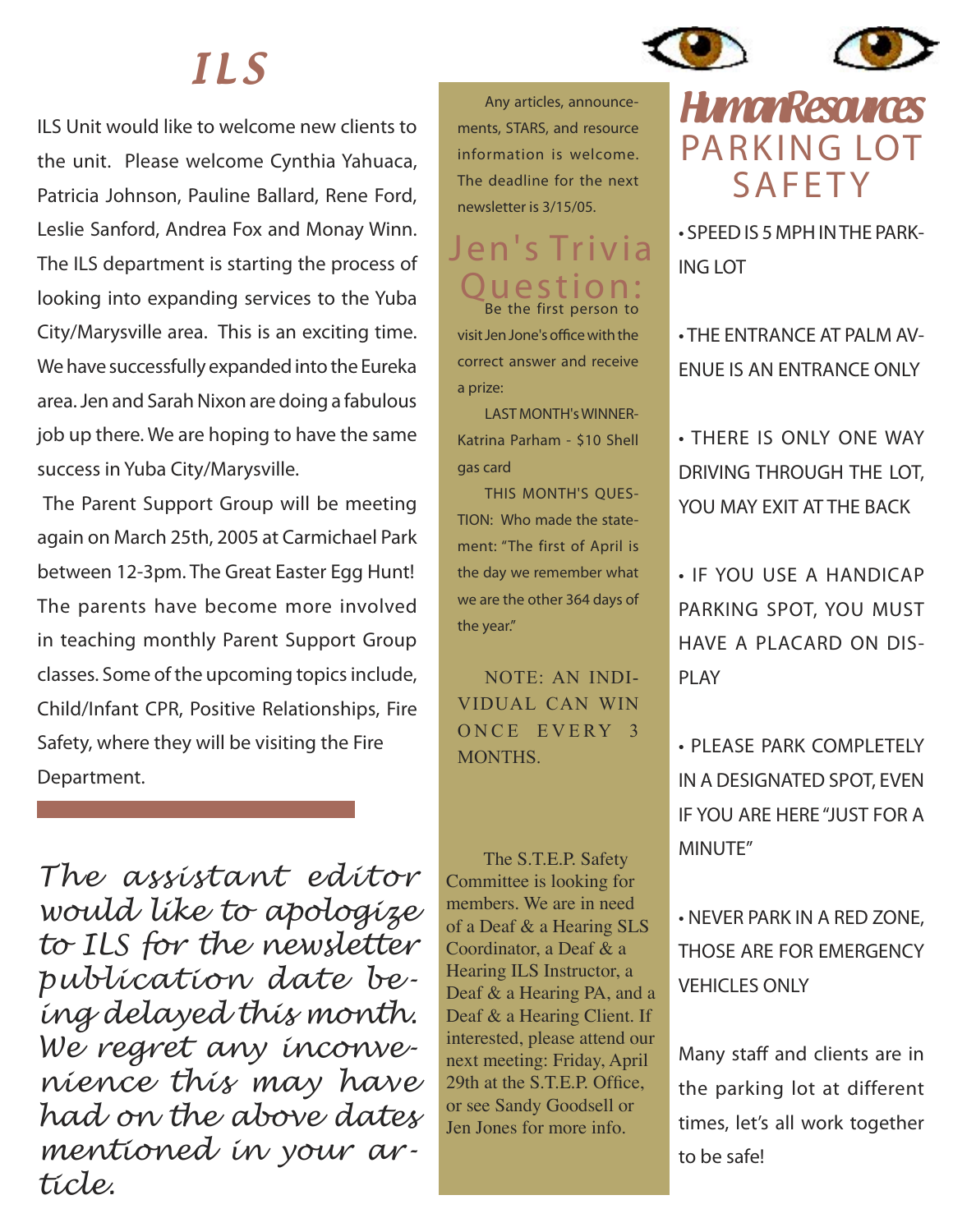# ILS

ILS Unit would like to welcome new clients to the unit. Please welcome Cynthia Yahuaca, Patricia Johnson, Pauline Ballard, Rene Ford, Leslie Sanford, Andrea Fox and Monay Winn. The ILS department is starting the process of looking into expanding services to the Yuba City/Marysville area. This is an exciting time. We have successfully expanded into the Eureka area. Jen and Sarah Nixon are doing a fabulous job up there. We are hoping to have the same success in Yuba City/Marysville.

The Parent Support Group will be meeting again on March 25th, 2005 at Carmichael Park between 12-3pm. The Great Easter Egg Hunt! The parents have become more involved in teaching monthly Parent Support Group classes. Some of the upcoming topics include, Child/Infant CPR, Positive Relationships, Fire Safety, where they will be visiting the Fire Department.

*The assistant editor would like to apologize to ILS for the newsletter publication date being delayed this month. We regret any inconvenience this may have had on the above dates mentioned in your article.*

Any articles, announcements, STARS, and resource information is welcome. The deadline for the next newsletter is 3/15/05.

## Jen's Trivia Question:

Be the first person to visit Jen Jone's office with the correct answer and receive a prize:

LAST MONTH's WINNER-Katrina Parham - $10 Shell gas card

THIS MONTH'S QUESTION: Who made the statement: "The first of April is the day we remember what we are the other 364 days of the year."

NOTE: AN INDIVIDUAL CAN WIN ONCE EVERY 3 MONTHS.

The S.T.E.P. Safety Committee is looking for members. We are in need of a Deaf & a Hearing SLS Coordinator, a Deaf & a Hearing ILS Instructor, a Deaf & a Hearing PA, and a Deaf & a Hearing Client. If interested, please attend our next meeting: Friday, April 29th at the S.T.E.P. Office, or see Sandy Goodsell or Jen Jones for more info.

## Human Resources

## PARKING LOT SAFETY

- SPEED IS 5 MPH IN THE PARKING LOT
- THE ENTRANCE AT PALM AVENUE IS AN ENTRANCE ONLY
- THERE IS ONLY ONE WAY DRIVING THROUGH THE LOT, YOU MAY EXIT AT THE BACK
- IF YOU USE A HANDICAP PARKING SPOT, YOU MUST HAVE A PLACARD ON DISPLAY
- PLEASE PARK COMPLETELY IN A DESIGNATED SPOT, EVEN IF YOU ARE HERE "JUST FOR A MINUTE"
- NEVER PARK IN A RED ZONE, THOSE ARE FOR EMERGENCY VEHICLES ONLY

Many staff and clients are in the parking lot at different times, let's all work together to be safe!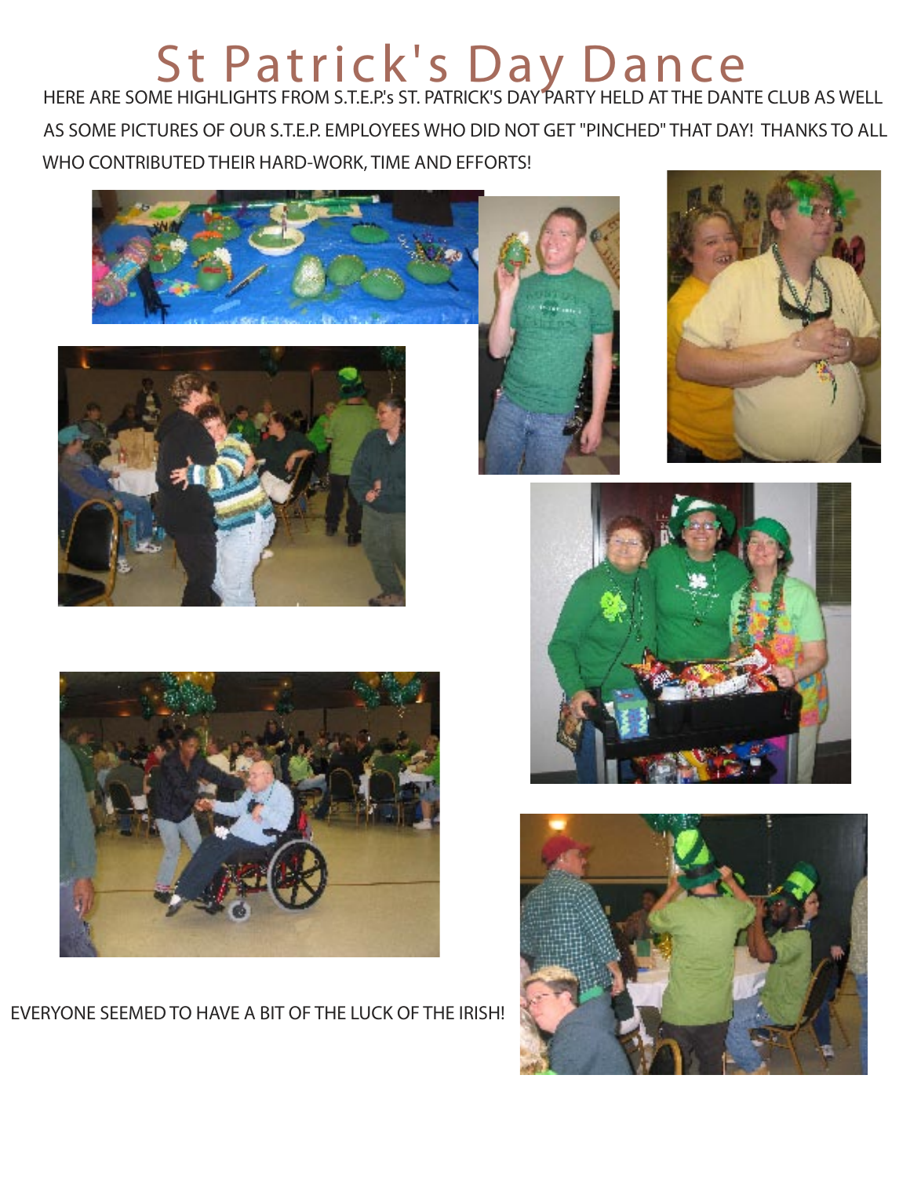# St Patrick's Day Dance

HERE ARE SOME HIGHLIGHTS FROM S.T.E.P.'s ST. PATRICK'S DAY PARTY HELD AT THE DANTE CLUB AS WELL AS SOME PICTURES OF OUR S.T.E.P. EMPLOYEES WHO DID NOT GET "PINCHED" THAT DAY! THANKS TO ALL WHO CONTRIBUTED THEIR HARD-WORK, TIME AND EFFORTS!

EVERYONE SEEMED TO HAVE A BIT OF THE LUCK OF THE IRISH!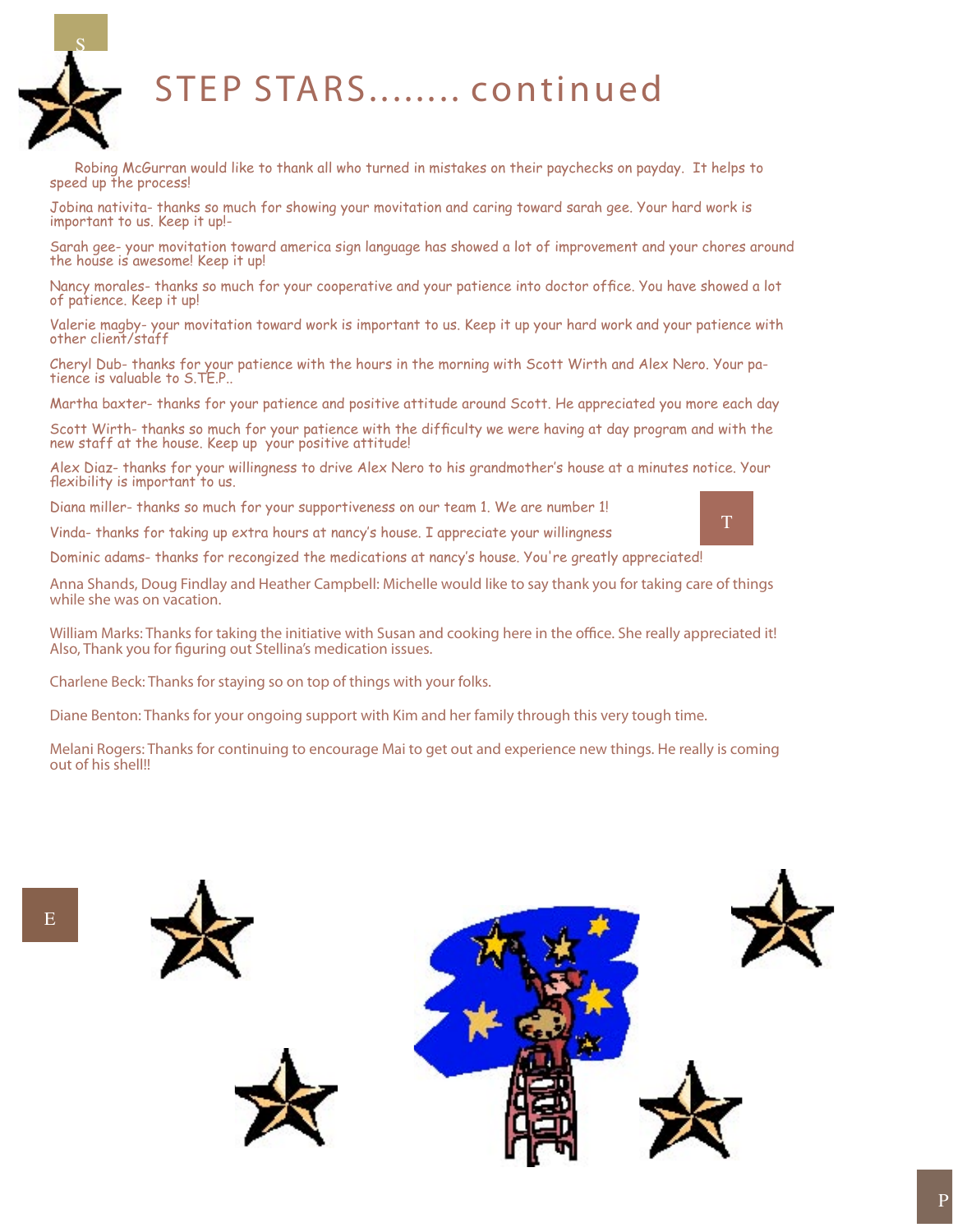# STEP STARS........ continued

Robing McGurran would like to thank all who turned in mistakes on their paychecks on payday. It helps to speed up the process!

Jobina nativita- thanks so much for showing your movitation and caring toward sarah gee. Your hard work is important to us. Keep it up!-

Sarah gee- your movitation toward america sign language has showed a lot of improvement and your chores around the house is awesome! Keep it up!

Nancy morales- thanks so much for your cooperative and your patience into doctor office. You have showed a lot of patience. Keep it up!

Valerie magby- your movitation toward work is important to us. Keep it up your hard work and your patience with other client/staff

Cheryl Dub- thanks for your patience with the hours in the morning with Scott Wirth and Alex Nero. Your patience is valuable to S.TE.P..

Martha baxter- thanks for your patience and positive attitude around Scott. He appreciated you more each day

Scott Wirth- thanks so much for your patience with the difficulty we were having at day program and with the new staff at the house. Keep up your positive attitude!

Alex Diaz- thanks for your willingness to drive Alex Nero to his grandmother's house at a minutes notice. Your flexibility is important to us.

Diana miller- thanks so much for your supportiveness on our team 1. We are number 1!

Vinda- thanks for taking up extra hours at nancy's house. I appreciate your willingness

Dominic adams- thanks for recongized the medications at nancy's house. You're greatly appreciated!

Anna Shands, Doug Findlay and Heather Campbell: Michelle would like to say thank you for taking care of things while she was on vacation.

William Marks: Thanks for taking the initiative with Susan and cooking here in the office. She really appreciated it! Also, Thank you for figuring out Stellina's medication issues.

Charlene Beck: Thanks for staying so on top of things with your folks.

Diane Benton: Thanks for your ongoing support with Kim and her family through this very tough time.

Melani Rogers: Thanks for continuing to encourage Mai to get out and experience new things. He really is coming out of his shell!!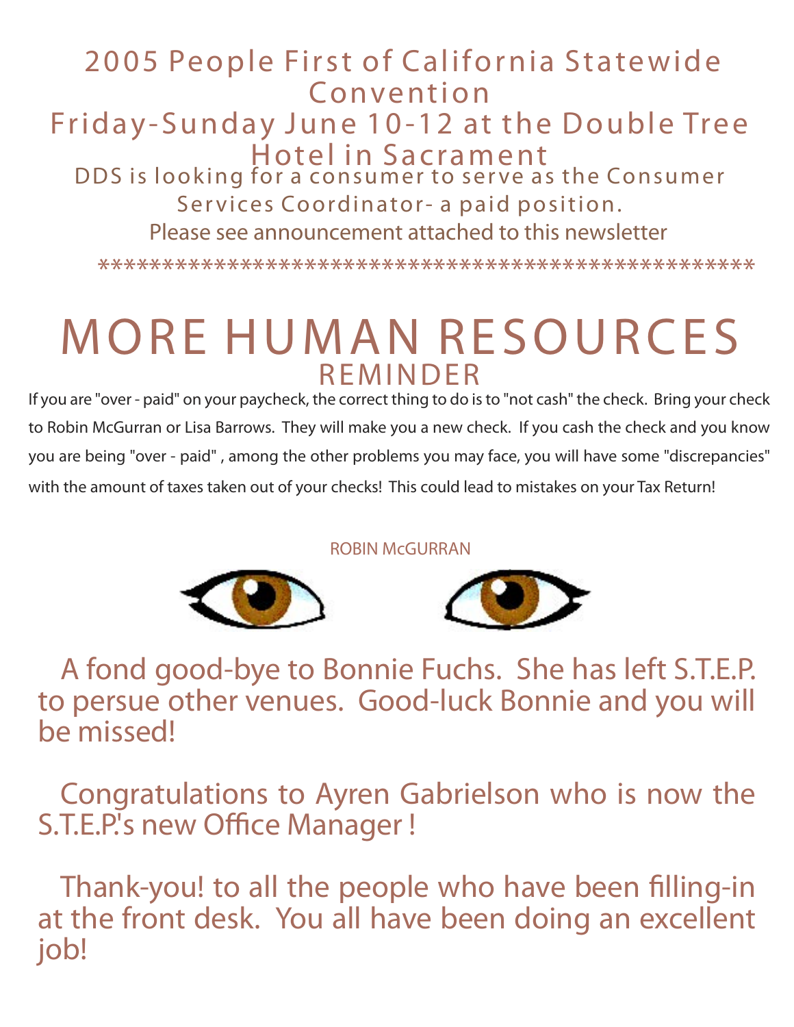## 2005 People First of California Statewide Convention
## Friday-Sunday June 10-12 at the Double Tree Hotel in Sacrament

DDS is looking for a consumer to serve as the Consumer Services Coordinator- a paid position.

Please see announcement attached to this newsletter

**************************************************

# MORE HUMAN RESOURCES
## REMINDER

If you are "over - paid" on your paycheck, the correct thing to do is to "not cash" the check. Bring your check to Robin McGurran or Lisa Barrows. They will make you a new check. If you cash the check and you know you are being "over - paid" , among the other problems you may face, you will have some "discrepancies" with the amount of taxes taken out of your checks! This could lead to mistakes on your Tax Return!

ROBIN McGURRAN

A fond good-bye to Bonnie Fuchs. She has left S.T.E.P. to persue other venues. Good-luck Bonnie and you will be missed!

Congratulations to Ayren Gabrielson who is now the S.T.E.P.'s new Office Manager !

Thank-you! to all the people who have been filling-in at the front desk. You all have been doing an excellent job!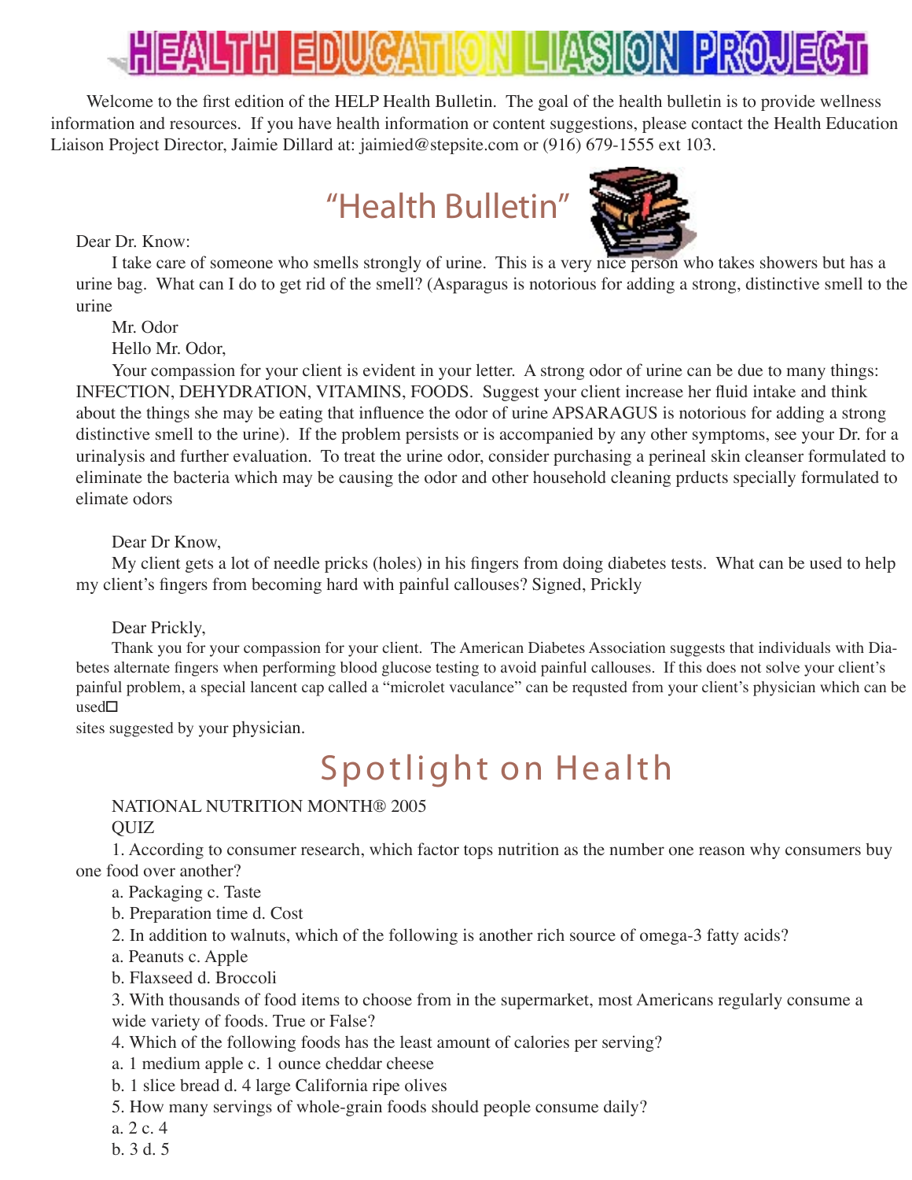# HEALTH EDUCATION LIASION PROJECT

Welcome to the first edition of the HELP Health Bulletin. The goal of the health bulletin is to provide wellness information and resources. If you have health information or content suggestions, please contact the Health Education Liaison Project Director, Jaimie Dillard at: jaimied@stepsite.com or (916) 679-1555 ext 103.

## "Health Bulletin"

Dear Dr. Know:

I take care of someone who smells strongly of urine. This is a very nice person who takes showers but has a urine bag. What can I do to get rid of the smell? (Asparagus is notorious for adding a strong, distinctive smell to the urine

Mr. Odor

Hello Mr. Odor,

Your compassion for your client is evident in your letter. A strong odor of urine can be due to many things: INFECTION, DEHYDRATION, VITAMINS, FOODS. Suggest your client increase her fluid intake and think about the things she may be eating that influence the odor of urine APSARAGUS is notorious for adding a strong distinctive smell to the urine). If the problem persists or is accompanied by any other symptoms, see your Dr. for a urinalysis and further evaluation. To treat the urine odor, consider purchasing a perineal skin cleanser formulated to eliminate the bacteria which may be causing the odor and other household cleaning prducts specially formulated to elimate odors

Dear Dr Know,

My client gets a lot of needle pricks (holes) in his fingers from doing diabetes tests. What can be used to help my client's fingers from becoming hard with painful callouses? Signed, Prickly

Dear Prickly,

Thank you for your compassion for your client. The American Diabetes Association suggests that individuals with Diabetes alternate fingers when performing blood glucose testing to avoid painful callouses. If this does not solve your client's painful problem, a special lancent cap called a "microlet vaculance" can be requsted from your client's physician which can be used

sites suggested by your physician.

## Spotlight on Health

NATIONAL NUTRITION MONTH® 2005

QUIZ

1. According to consumer research, which factor tops nutrition as the number one reason why consumers buy one food over another?
   a. Packaging c. Taste
   b. Preparation time d. Cost
2. In addition to walnuts, which of the following is another rich source of omega-3 fatty acids?
   a. Peanuts c. Apple
   b. Flaxseed d. Broccoli
3. With thousands of food items to choose from in the supermarket, most Americans regularly consume a wide variety of foods. True or False?
4. Which of the following foods has the least amount of calories per serving?
   a. 1 medium apple c. 1 ounce cheddar cheese
   b. 1 slice bread d. 4 large California ripe olives
5. How many servings of whole-grain foods should people consume daily?
   a. 2 c. 4
   b. 3 d. 5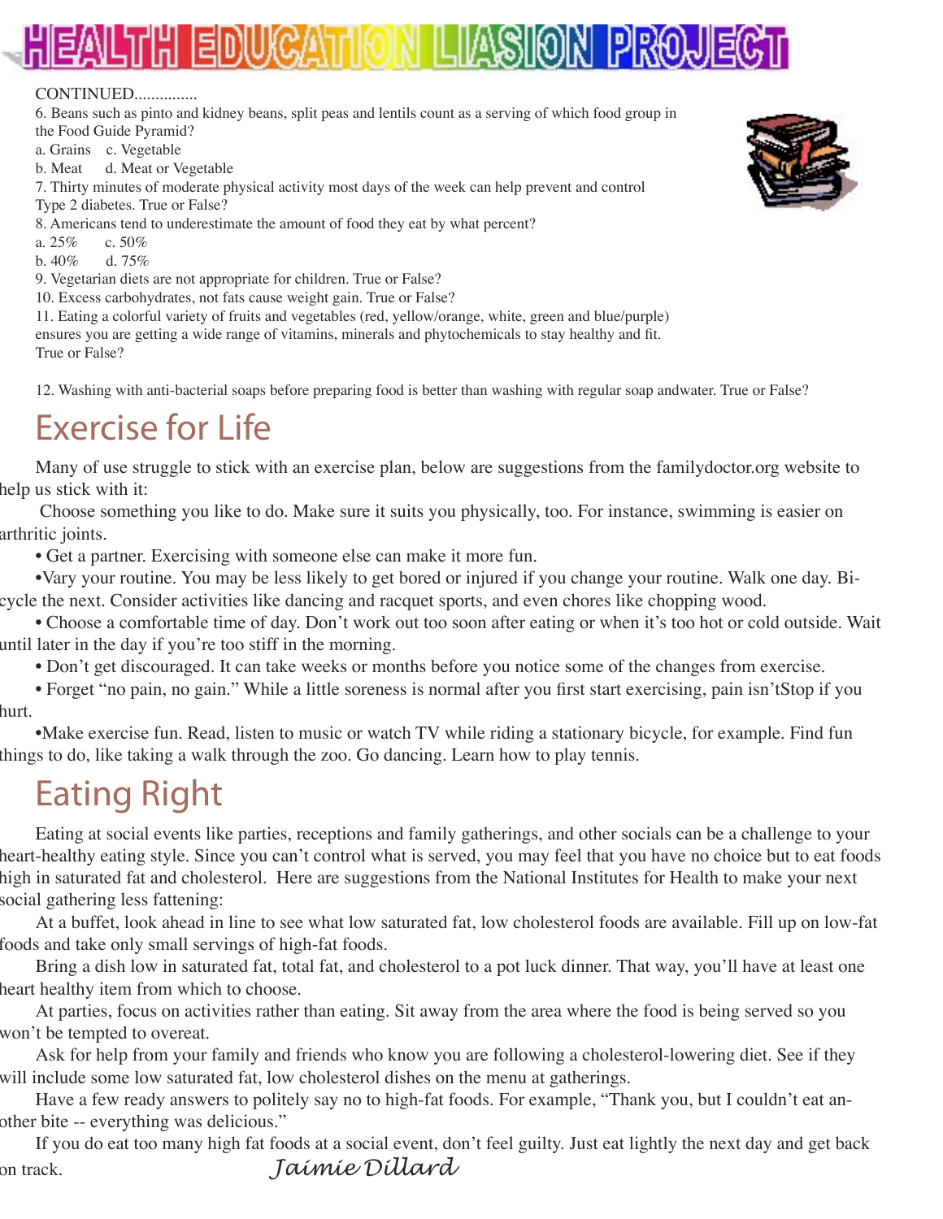# HEALTH EDUCATION LIASION PROJECT

CONTINUED...............

6. Beans such as pinto and kidney beans, split peas and lentils count as a serving of which food group in the Food Guide Pyramid?
a. Grains c. Vegetable
b. Meat d. Meat or Vegetable

7. Thirty minutes of moderate physical activity most days of the week can help prevent and control Type 2 diabetes. True or False?

8. Americans tend to underestimate the amount of food they eat by what percent?
a. 25% c. 50%
b. 40% d. 75%

9. Vegetarian diets are not appropriate for children. True or False?

10. Excess carbohydrates, not fats cause weight gain. True or False?

11. Eating a colorful variety of fruits and vegetables (red, yellow/orange, white, green and blue/purple) ensures you are getting a wide range of vitamins, minerals and phytochemicals to stay healthy and fit. True or False?

12. Washing with anti-bacterial soaps before preparing food is better than washing with regular soap andwater. True or False?

## Exercise for Life

Many of use struggle to stick with an exercise plan, below are suggestions from the familydoctor.org website to help us stick with it:

Choose something you like to do. Make sure it suits you physically, too. For instance, swimming is easier on arthritic joints.

- Get a partner. Exercising with someone else can make it more fun.
- Vary your routine. You may be less likely to get bored or injured if you change your routine. Walk one day. Bicycle the next. Consider activities like dancing and racquet sports, and even chores like chopping wood.
- Choose a comfortable time of day. Don't work out too soon after eating or when it's too hot or cold outside. Wait until later in the day if you're too stiff in the morning.
- Don't get discouraged. It can take weeks or months before you notice some of the changes from exercise.
- Forget "no pain, no gain." While a little soreness is normal after you first start exercising, pain isn'tStop if you hurt.
- Make exercise fun. Read, listen to music or watch TV while riding a stationary bicycle, for example. Find fun things to do, like taking a walk through the zoo. Go dancing. Learn how to play tennis.

## Eating Right

Eating at social events like parties, receptions and family gatherings, and other socials can be a challenge to your heart-healthy eating style. Since you can't control what is served, you may feel that you have no choice but to eat foods high in saturated fat and cholesterol. Here are suggestions from the National Institutes for Health to make your next social gathering less fattening:

At a buffet, look ahead in line to see what low saturated fat, low cholesterol foods are available. Fill up on low-fat foods and take only small servings of high-fat foods.

Bring a dish low in saturated fat, total fat, and cholesterol to a pot luck dinner. That way, you'll have at least one heart healthy item from which to choose.

At parties, focus on activities rather than eating. Sit away from the area where the food is being served so you won't be tempted to overeat.

Ask for help from your family and friends who know you are following a cholesterol-lowering diet. See if they will include some low saturated fat, low cholesterol dishes on the menu at gatherings.

Have a few ready answers to politely say no to high-fat foods. For example, "Thank you, but I couldn't eat another bite -- everything was delicious."

If you do eat too many high fat foods at a social event, don't feel guilty. Just eat lightly the next day and get back on track.

*Jaimie Dillard*